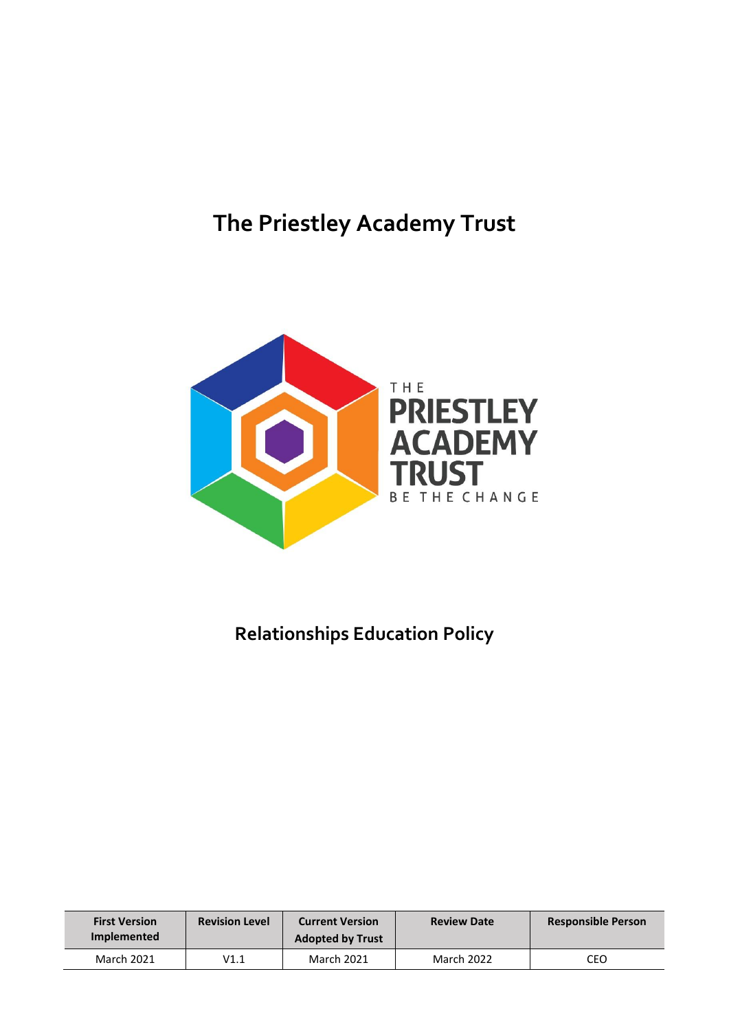# The Priestley Academy Trust

THE PRIESTLEY ACADEMY TRUST
BE THE CHANGE

## Relationships Education Policy

| First Version Implemented | Revision Level | Current Version Adopted by Trust | Review Date | Responsible Person |
|---|---|---|---|---|
| March 2021 | V1.1 | March 2021 | March 2022 | CEO |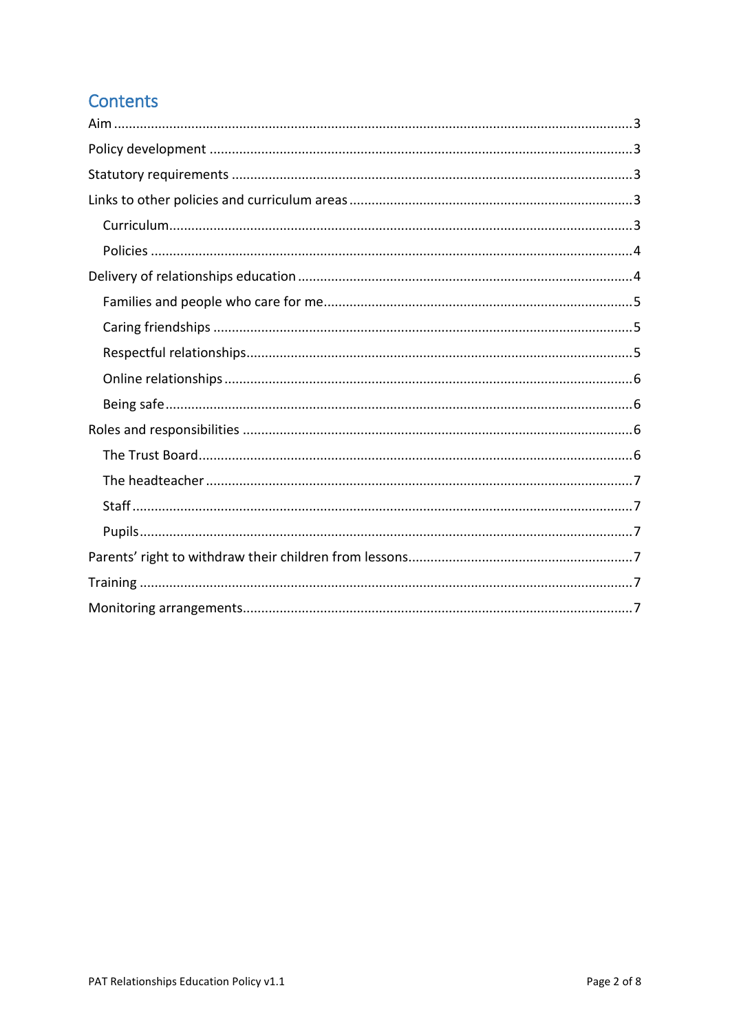## Contents

- Aim ........ 3
- Policy development ........ 3
- Statutory requirements ........ 3
- Links to other policies and curriculum areas ........ 3
  - Curriculum ........ 3
  - Policies ........ 4
- Delivery of relationships education ........ 4
  - Families and people who care for me ........ 5
  - Caring friendships ........ 5
  - Respectful relationships ........ 5
  - Online relationships ........ 6
  - Being safe ........ 6
- Roles and responsibilities ........ 6
  - The Trust Board ........ 6
  - The headteacher ........ 7
  - Staff ........ 7
  - Pupils ........ 7
- Parents' right to withdraw their children from lessons ........ 7
- Training ........ 7
- Monitoring arrangements ........ 7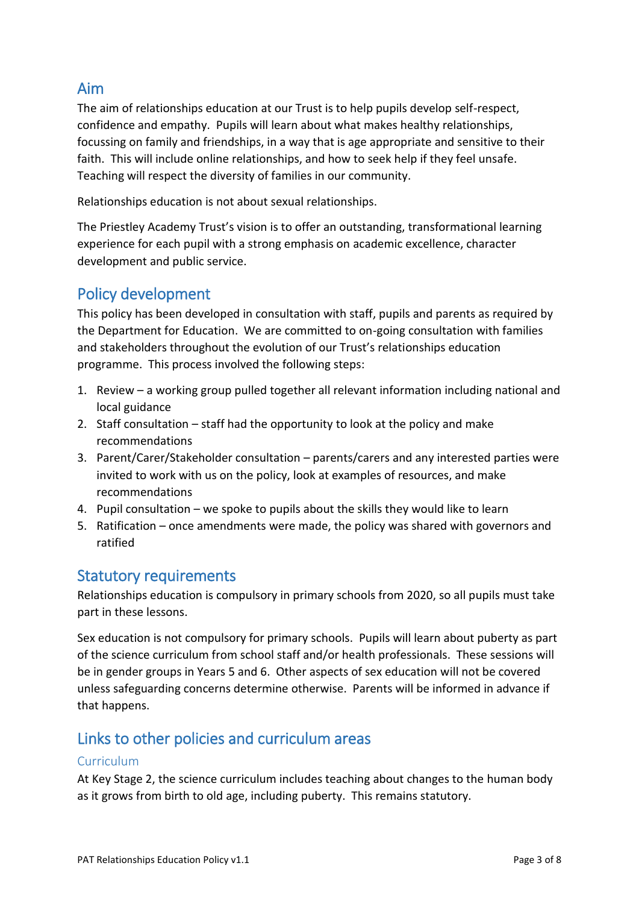## Aim

The aim of relationships education at our Trust is to help pupils develop self-respect, confidence and empathy. Pupils will learn about what makes healthy relationships, focussing on family and friendships, in a way that is age appropriate and sensitive to their faith. This will include online relationships, and how to seek help if they feel unsafe. Teaching will respect the diversity of families in our community.

Relationships education is not about sexual relationships.

The Priestley Academy Trust's vision is to offer an outstanding, transformational learning experience for each pupil with a strong emphasis on academic excellence, character development and public service.

## Policy development

This policy has been developed in consultation with staff, pupils and parents as required by the Department for Education. We are committed to on-going consultation with families and stakeholders throughout the evolution of our Trust's relationships education programme. This process involved the following steps:

1. Review – a working group pulled together all relevant information including national and local guidance
2. Staff consultation – staff had the opportunity to look at the policy and make recommendations
3. Parent/Carer/Stakeholder consultation – parents/carers and any interested parties were invited to work with us on the policy, look at examples of resources, and make recommendations
4. Pupil consultation – we spoke to pupils about the skills they would like to learn
5. Ratification – once amendments were made, the policy was shared with governors and ratified

## Statutory requirements

Relationships education is compulsory in primary schools from 2020, so all pupils must take part in these lessons.

Sex education is not compulsory for primary schools. Pupils will learn about puberty as part of the science curriculum from school staff and/or health professionals. These sessions will be in gender groups in Years 5 and 6. Other aspects of sex education will not be covered unless safeguarding concerns determine otherwise. Parents will be informed in advance if that happens.

## Links to other policies and curriculum areas

### Curriculum

At Key Stage 2, the science curriculum includes teaching about changes to the human body as it grows from birth to old age, including puberty. This remains statutory.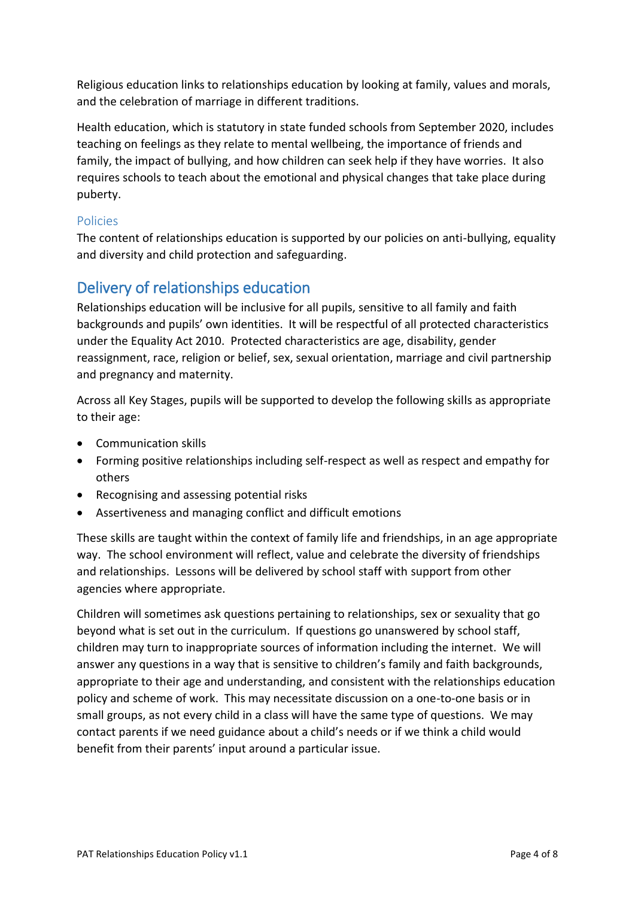Religious education links to relationships education by looking at family, values and morals, and the celebration of marriage in different traditions.

Health education, which is statutory in state funded schools from September 2020, includes teaching on feelings as they relate to mental wellbeing, the importance of friends and family, the impact of bullying, and how children can seek help if they have worries. It also requires schools to teach about the emotional and physical changes that take place during puberty.

### Policies

The content of relationships education is supported by our policies on anti-bullying, equality and diversity and child protection and safeguarding.

## Delivery of relationships education

Relationships education will be inclusive for all pupils, sensitive to all family and faith backgrounds and pupils' own identities. It will be respectful of all protected characteristics under the Equality Act 2010. Protected characteristics are age, disability, gender reassignment, race, religion or belief, sex, sexual orientation, marriage and civil partnership and pregnancy and maternity.

Across all Key Stages, pupils will be supported to develop the following skills as appropriate to their age:

- Communication skills
- Forming positive relationships including self-respect as well as respect and empathy for others
- Recognising and assessing potential risks
- Assertiveness and managing conflict and difficult emotions

These skills are taught within the context of family life and friendships, in an age appropriate way. The school environment will reflect, value and celebrate the diversity of friendships and relationships. Lessons will be delivered by school staff with support from other agencies where appropriate.

Children will sometimes ask questions pertaining to relationships, sex or sexuality that go beyond what is set out in the curriculum. If questions go unanswered by school staff, children may turn to inappropriate sources of information including the internet. We will answer any questions in a way that is sensitive to children's family and faith backgrounds, appropriate to their age and understanding, and consistent with the relationships education policy and scheme of work. This may necessitate discussion on a one-to-one basis or in small groups, as not every child in a class will have the same type of questions. We may contact parents if we need guidance about a child's needs or if we think a child would benefit from their parents' input around a particular issue.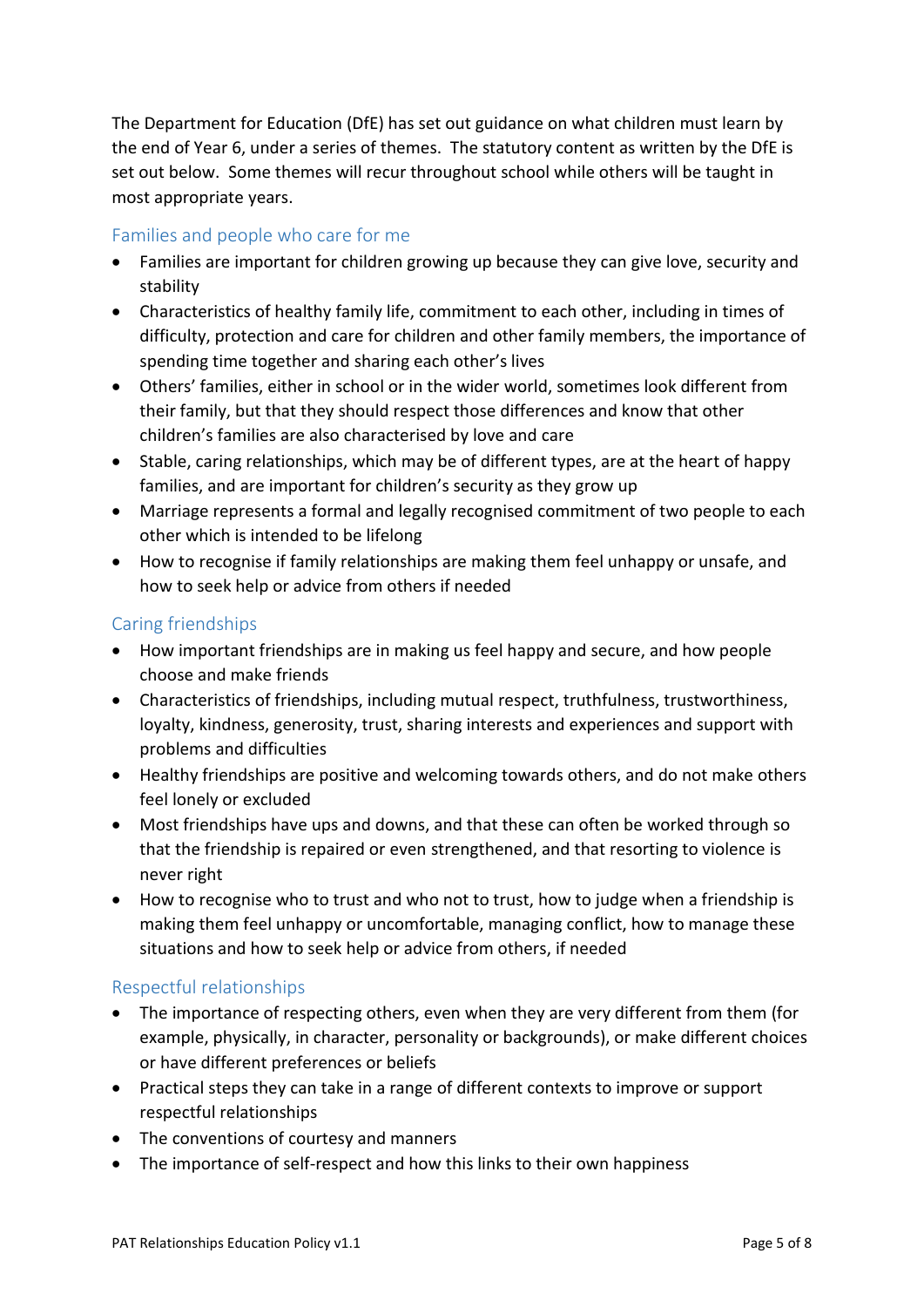The Department for Education (DfE) has set out guidance on what children must learn by the end of Year 6, under a series of themes. The statutory content as written by the DfE is set out below. Some themes will recur throughout school while others will be taught in most appropriate years.

### Families and people who care for me

- Families are important for children growing up because they can give love, security and stability
- Characteristics of healthy family life, commitment to each other, including in times of difficulty, protection and care for children and other family members, the importance of spending time together and sharing each other's lives
- Others' families, either in school or in the wider world, sometimes look different from their family, but that they should respect those differences and know that other children's families are also characterised by love and care
- Stable, caring relationships, which may be of different types, are at the heart of happy families, and are important for children's security as they grow up
- Marriage represents a formal and legally recognised commitment of two people to each other which is intended to be lifelong
- How to recognise if family relationships are making them feel unhappy or unsafe, and how to seek help or advice from others if needed

### Caring friendships

- How important friendships are in making us feel happy and secure, and how people choose and make friends
- Characteristics of friendships, including mutual respect, truthfulness, trustworthiness, loyalty, kindness, generosity, trust, sharing interests and experiences and support with problems and difficulties
- Healthy friendships are positive and welcoming towards others, and do not make others feel lonely or excluded
- Most friendships have ups and downs, and that these can often be worked through so that the friendship is repaired or even strengthened, and that resorting to violence is never right
- How to recognise who to trust and who not to trust, how to judge when a friendship is making them feel unhappy or uncomfortable, managing conflict, how to manage these situations and how to seek help or advice from others, if needed

### Respectful relationships

- The importance of respecting others, even when they are very different from them (for example, physically, in character, personality or backgrounds), or make different choices or have different preferences or beliefs
- Practical steps they can take in a range of different contexts to improve or support respectful relationships
- The conventions of courtesy and manners
- The importance of self-respect and how this links to their own happiness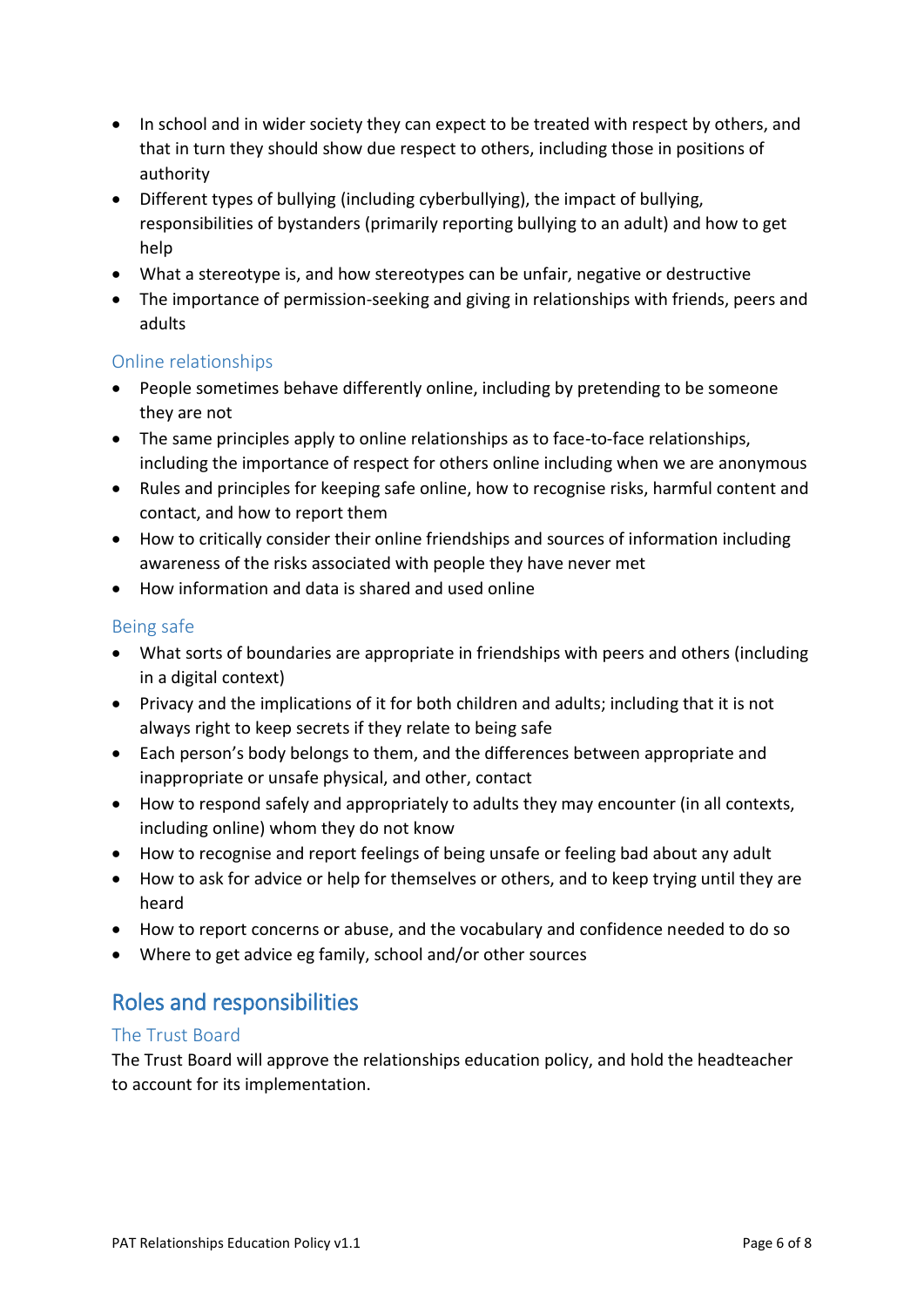- In school and in wider society they can expect to be treated with respect by others, and that in turn they should show due respect to others, including those in positions of authority
- Different types of bullying (including cyberbullying), the impact of bullying, responsibilities of bystanders (primarily reporting bullying to an adult) and how to get help
- What a stereotype is, and how stereotypes can be unfair, negative or destructive
- The importance of permission-seeking and giving in relationships with friends, peers and adults

### Online relationships

- People sometimes behave differently online, including by pretending to be someone they are not
- The same principles apply to online relationships as to face-to-face relationships, including the importance of respect for others online including when we are anonymous
- Rules and principles for keeping safe online, how to recognise risks, harmful content and contact, and how to report them
- How to critically consider their online friendships and sources of information including awareness of the risks associated with people they have never met
- How information and data is shared and used online

### Being safe

- What sorts of boundaries are appropriate in friendships with peers and others (including in a digital context)
- Privacy and the implications of it for both children and adults; including that it is not always right to keep secrets if they relate to being safe
- Each person's body belongs to them, and the differences between appropriate and inappropriate or unsafe physical, and other, contact
- How to respond safely and appropriately to adults they may encounter (in all contexts, including online) whom they do not know
- How to recognise and report feelings of being unsafe or feeling bad about any adult
- How to ask for advice or help for themselves or others, and to keep trying until they are heard
- How to report concerns or abuse, and the vocabulary and confidence needed to do so
- Where to get advice eg family, school and/or other sources

## Roles and responsibilities

### The Trust Board

The Trust Board will approve the relationships education policy, and hold the headteacher to account for its implementation.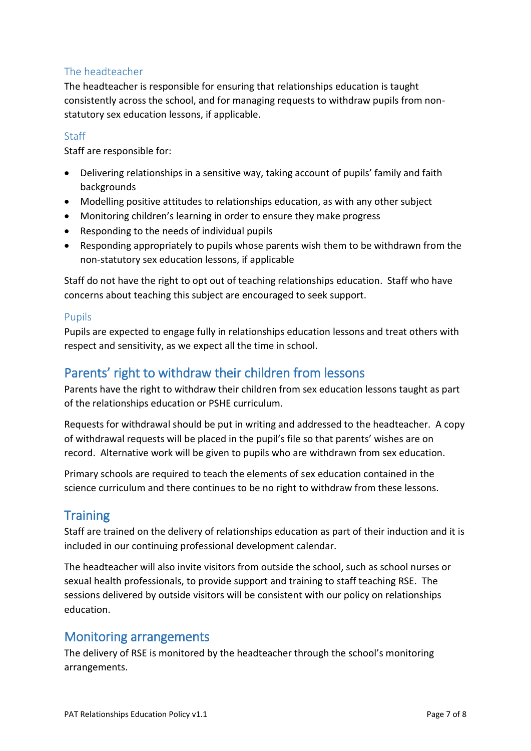### The headteacher

The headteacher is responsible for ensuring that relationships education is taught consistently across the school, and for managing requests to withdraw pupils from non-statutory sex education lessons, if applicable.

### Staff

Staff are responsible for:

- Delivering relationships in a sensitive way, taking account of pupils' family and faith backgrounds
- Modelling positive attitudes to relationships education, as with any other subject
- Monitoring children's learning in order to ensure they make progress
- Responding to the needs of individual pupils
- Responding appropriately to pupils whose parents wish them to be withdrawn from the non-statutory sex education lessons, if applicable

Staff do not have the right to opt out of teaching relationships education. Staff who have concerns about teaching this subject are encouraged to seek support.

### Pupils

Pupils are expected to engage fully in relationships education lessons and treat others with respect and sensitivity, as we expect all the time in school.

## Parents' right to withdraw their children from lessons

Parents have the right to withdraw their children from sex education lessons taught as part of the relationships education or PSHE curriculum.

Requests for withdrawal should be put in writing and addressed to the headteacher. A copy of withdrawal requests will be placed in the pupil's file so that parents' wishes are on record. Alternative work will be given to pupils who are withdrawn from sex education.

Primary schools are required to teach the elements of sex education contained in the science curriculum and there continues to be no right to withdraw from these lessons.

## Training

Staff are trained on the delivery of relationships education as part of their induction and it is included in our continuing professional development calendar.

The headteacher will also invite visitors from outside the school, such as school nurses or sexual health professionals, to provide support and training to staff teaching RSE. The sessions delivered by outside visitors will be consistent with our policy on relationships education.

## Monitoring arrangements

The delivery of RSE is monitored by the headteacher through the school's monitoring arrangements.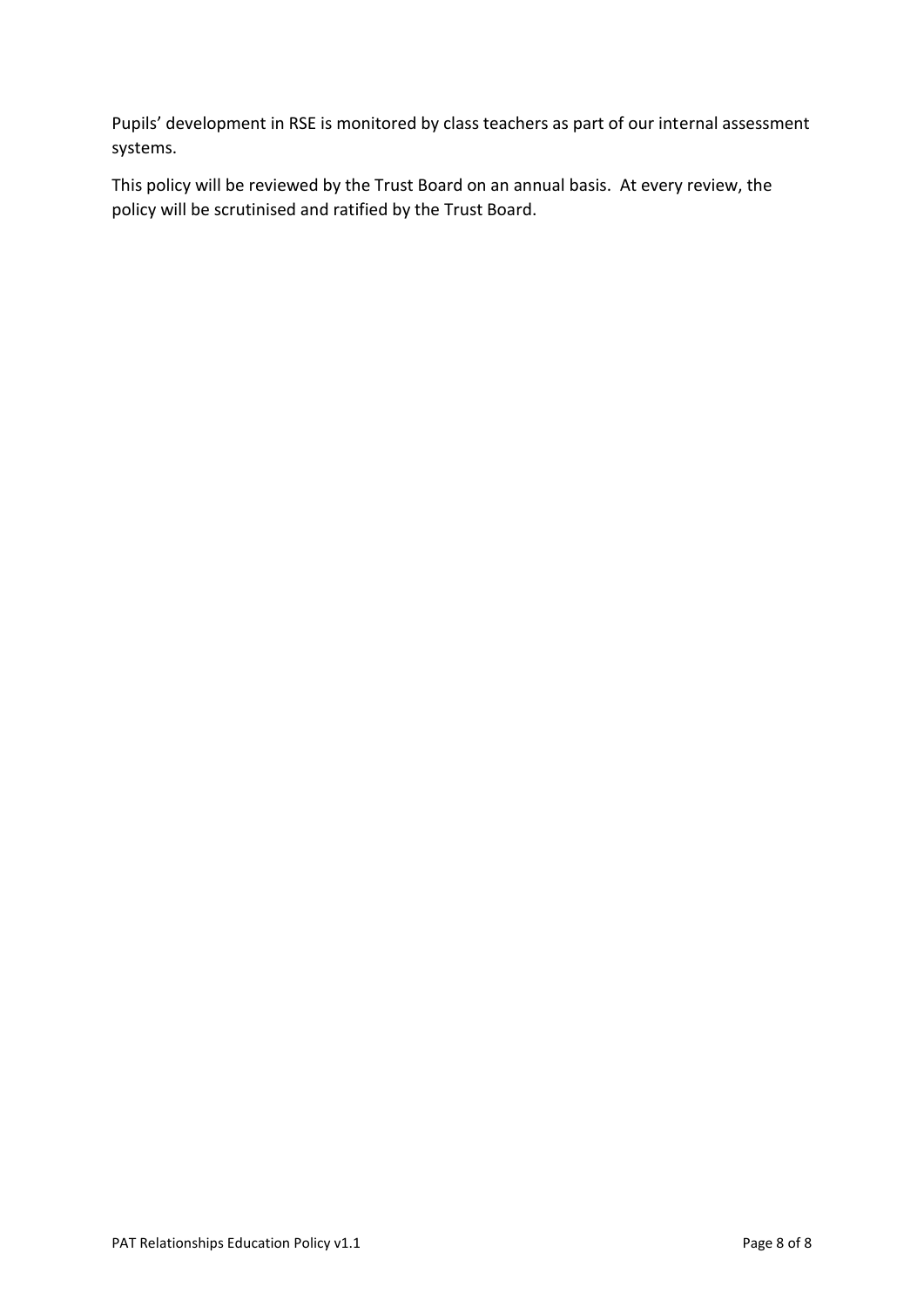Pupils' development in RSE is monitored by class teachers as part of our internal assessment systems.

This policy will be reviewed by the Trust Board on an annual basis.  At every review, the policy will be scrutinised and ratified by the Trust Board.